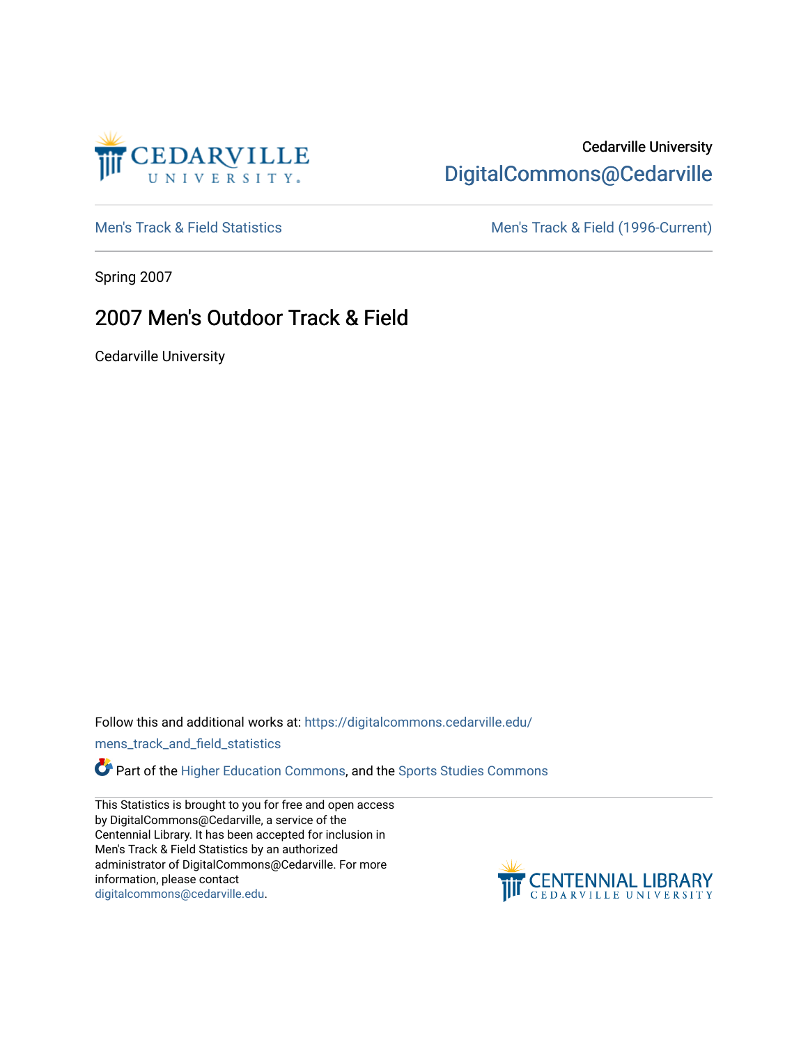Cedarville University

DigitalCommons@Cedarville

Men's Track & Field Statistics

Men's Track & Field (1996-Current)

Spring 2007

# 2007 Men's Outdoor Track & Field

Cedarville University

Follow this and additional works at: https://digitalcommons.cedarville.edu/mens_track_and_field_statistics

Part of the Higher Education Commons, and the Sports Studies Commons

This Statistics is brought to you for free and open access by DigitalCommons@Cedarville, a service of the Centennial Library. It has been accepted for inclusion in Men's Track & Field Statistics by an authorized administrator of DigitalCommons@Cedarville. For more information, please contact digitalcommons@cedarville.edu.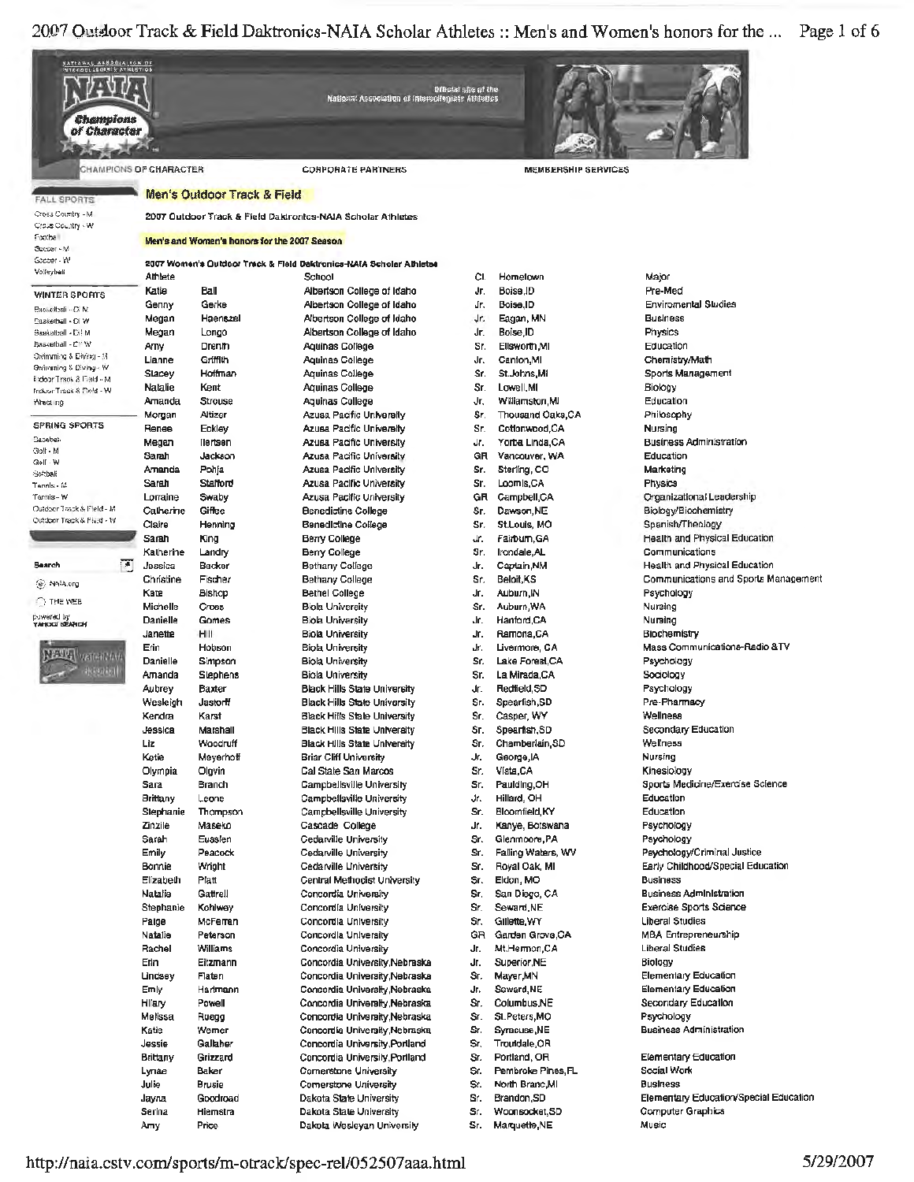## Men's Outdoor Track & Field

2007 Outdoor Track & Field Daktronics-NAIA Scholar Athletes

**Men's and Women's honors for the 2007 Season**

**2007 Women's Outdoor Track & Field Daktronics-NAIA Scholar Athletes**

| Athlete | | School | Cl | Hometown | Major |
|---|---|---|---|---|---|
| Katie | Ball | Albertson College of Idaho | Jr. | Boise,ID | Pre-Med |
| Genny | Gerke | Albertson College of Idaho | Jr. | Boise,ID | Enviromental Studies |
| Megan | Haenszel | Albertson College of Idaho | Jr. | Eagan, MN | Business |
| Megan | Longo | Albertson College of Idaho | Jr. | Boise,ID | Physics |
| Amy | Drenth | Aquinas College | Sr. | Ellsworth,MI | Education |
| Lianne | Griffith | Aquinas College | Jr. | Canton,MI | Chemistry/Math |
| Stacey | Hoffman | Aquinas College | Sr. | St.Johns,MI | Sports Management |
| Natalie | Kent | Aquinas College | Sr. | Lowell,MI | Biology |
| Amanda | Strouse | Aquinas College | Jr. | Williamston,MI | Education |
| Morgan | Altizer | Azusa Pacific University | Sr. | Thousand Oaks,CA | Philosophy |
| Renee | Eckley | Azusa Pacific University | Sr. | Cottonwood,CA | Nursing |
| Megan | Iliertsen | Azusa Pacific University | Jr. | Yorba Linda,CA | Business Administration |
| Sarah | Jackson | Azusa Pacific University | GR | Vancouver, WA | Education |
| Amanda | Pohja | Azusa Pacific University | Sr. | Sterling, CO | Marketing |
| Sarah | Stafford | Azusa Pacific University | Sr. | Loomis,CA | Physics |
| Lorraine | Swaby | Azusa Pacific University | GR | Campbell,CA | Organizational Leadership |
| Catherine | Giffee | Benedictine College | Sr. | Dawson,NE | Biology/Biochemistry |
| Claire | Henning | Benedictine College | Sr. | St.Louis, MO | Spanish/Theology |
| Sarah | King | Berry College | Jr. | Fairburn,GA | Health and Physical Education |
| Katherine | Landry | Berry College | Sr. | Irondale,AL | Communications |
| Jessica | Becker | Bethany College | Jr. | Captain,NM | Health and Physical Education |
| Christine | Fischer | Bethany College | Sr. | Beloit,KS | Communications and Sports Management |
| Kate | Bishop | Bethel College | Jr. | Auburn,IN | Psychology |
| Michelle | Cross | Biola University | Sr. | Auburn,WA | Nursing |
| Danielle | Gomes | Biola University | Jr. | Hanford,CA | Nursing |
| Janette | Hill | Biola University | Jr. | Ramona,CA | Biochemistry |
| Erin | Hobson | Biola University | Jr. | Livermore, CA | Mass Communications-Radio &TV |
| Danielle | Simpson | Biola University | Sr. | Lake Forest,CA | Psychology |
| Amanda | Stephens | Biola University | Sr. | La Mirada,CA | Sociology |
| Aubrey | Baxter | Black Hills State University | Jr. | Redfield,SD | Psychology |
| Wesleigh | Jastorff | Black Hills State University | Sr. | Spearfish,SD | Pre-Pharmacy |
| Kendra | Karst | Black Hills State University | Sr. | Casper, WY | Wellness |
| Jessica | Marshall | Black Hills State University | Sr. | Spearfish,SD | Secondary Education |
| Liz | Woodruff | Black Hills State University | Sr. | Chamberlain,SD | Wellness |
| Katie | Meyerhoff | Briar Cliff University | Jr. | George,IA | Nursing |
| Olympia | Olgvin | Cal State San Marcos | Sr. | Vista,CA | Kinesiology |
| Sara | Branch | Campbellsville University | Sr. | Paulding,OH | Sports Medicine/Exercise Science |
| Brittany | Leone | Campbellsville University | Jr. | Hillard, OH | Education |
| Stephanie | Thompson | Campbellsville University | Sr. | Bloomfield,KY | Education |
| Zinzile | Maseko | Cascade College | Jr. | Kanye, Botswana | Psychology |
| Sarah | Eussen | Cedarville University | Sr. | Glenmoore,PA | Psychology |
| Emily | Peacock | Cedarville University | Sr. | Falling Waters, WV | Psychology/Criminal Justice |
| Bonnie | Wright | Cedarville University | Sr. | Royal Oak, MI | Early Childhood/Special Education |
| Elizabeth | Platt | Central Methodist University | Sr. | Eldon, MO | Business |
| Natalia | Gattrell | Concordia University | Sr. | San Diego, CA | Business Administration |
| Stephanie | Kohlwey | Concordia University | Sr. | Seward,NE | Exercise Sports Science |
| Paige | McFerran | Concordia University | Sr. | Gillette,WY | Liberal Studies |
| Natalie | Peterson | Concordia University | GR | Garden Grove,CA | MBA Entrepreneurship |
| Rachel | Williams | Concordia University | Jr. | Mt.Hermon,CA | Liberal Studies |
| Erin | Eitzmann | Concordia University,Nebraska | Jr. | Superior,NE | Biology |
| Lindsey | Flaten | Concordia University,Nebraska | Sr. | Mayer,MN | Elementary Education |
| Emily | Hartmann | Concordia University,Nebraska | Jr. | Seward,NE | Elementary Education |
| Hilary | Powell | Concordia University,Nebraska | Sr. | Columbus,NE | Secondary Education |
| Melissa | Ruegg | Concordia University,Nebraska | Sr. | St.Peters,MO | Psychology |
| Katie | Womer | Concordia University,Nebraska | Sr. | Syracuse,NE | Business Administration |
| Jessie | Gallaher | Concordia University,Portland | Sr. | Troutdale,OR | |
| Brittany | Grizzard | Concordia University,Portland | Sr. | Portland, OR | Elementary Education |
| Lynae | Baker | Cornerstone University | Sr. | Pembroke Pines,FL | Social Work |
| Julie | Brusie | Cornerstone University | Sr. | North Branc,MI | Business |
| Jayna | Goodroad | Dakota State University | Sr. | Brandon,SD | Elementary Education/Special Education |
| Serina | Hiemstra | Dakota State University | Sr. | Woonsocket,SD | Computer Graphics |
| Amy | Price | Dakota Wesleyan University | Sr. | Marquette,NE | Music |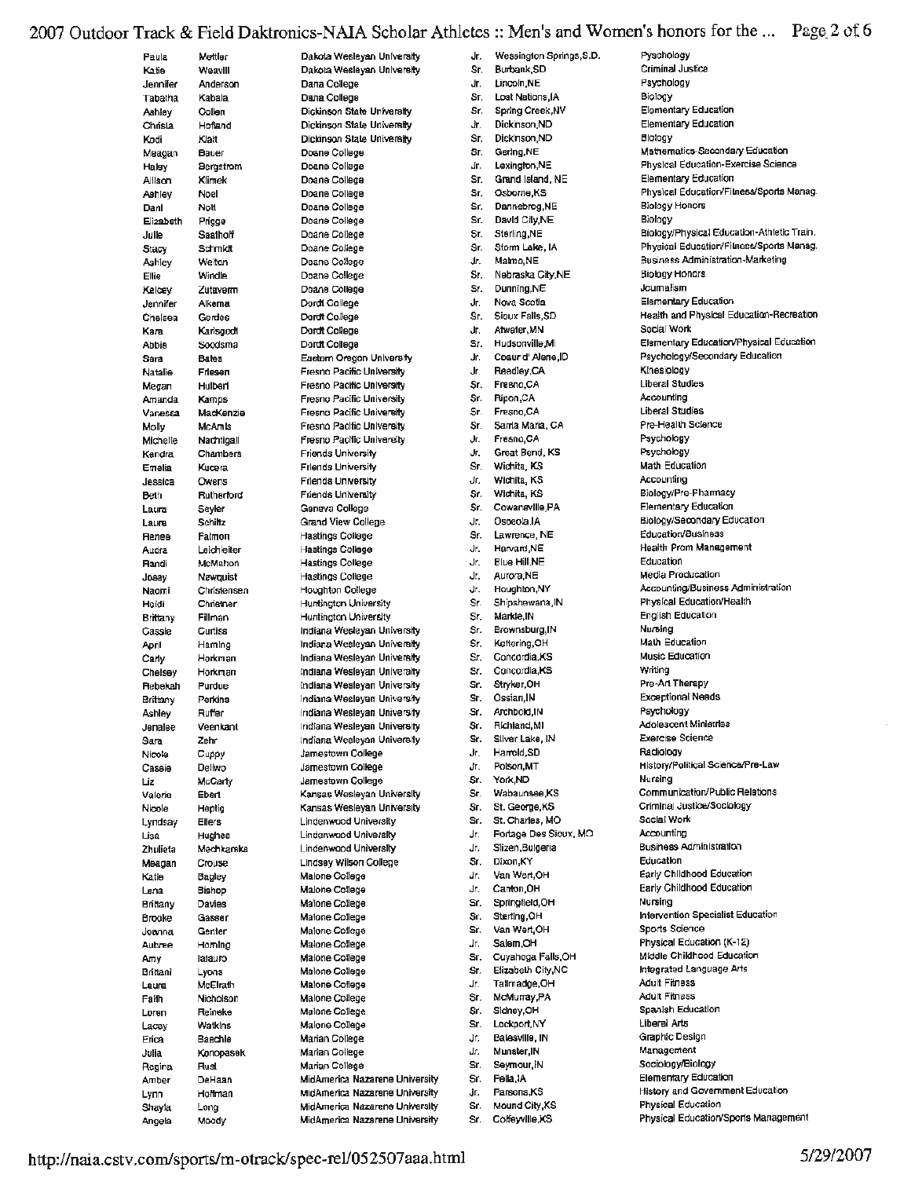| | | | | | |
|---|---|---|---|---|---|
| Paula | Mettler | Dakota Wesleyan University | Jr. | Wessington Springs,S.D. | Pyschology |
| Katie | Weavill | Dakota Wesleyan University | Sr. | Burbank,SD | Criminal Justice |
| Jennifer | Anderson | Dana College | Jr. | Lincoln,NE | Psychology |
| Tabatha | Kabala | Dana College | Sr. | Lost Nations,IA | Biology |
| Ashley | Collen | Dickinson State University | Sr. | Spring Creek,NV | Elementary Education |
| Christa | Hofland | Dickinson State University | Jr. | Dickinson,ND | Elementary Education |
| Kodi | Klatt | Dickinson State University | Sr. | Dickinson,ND | Biology |
| Meagan | Bauer | Doane College | Sr. | Gering,NE | Mathematics-Secondary Education |
| Haley | Bergstrom | Doane College | Jr. | Lexington,NE | Physical Education-Exercise Science |
| Allison | Klimek | Doane College | Sr. | Grand Island, NE | Elementary Education |
| Ashley | Noel | Doane College | Sr. | Osborne,KS | Physical Education/Fitness/Sports Manag. |
| Dani | Nott | Doane College | Sr. | Dannebrog,NE | Biology Honors |
| Elizabeth | Prigge | Doane College | Sr. | David City,NE | Biology |
| Julie | Saathoff | Doane College | Sr. | Sterling,NE | Biology/Physical Education-Athletic Train. |
| Stacy | Schmidt | Doane College | Sr. | Storm Lake, IA | Physical Education/Fitness/Sports Manag. |
| Ashley | Welton | Doane College | Jr. | Malmo,NE | Business Administration-Marketing |
| Ellie | Windle | Doane College | Sr. | Nebraska City,NE | Biology Honors |
| Kelcey | Zutavern | Doane College | Sr. | Dunning,NE | Journalism |
| Jennifer | Alkema | Dordt College | Jr. | Nova Scotia | Elementary Education |
| Chelsea | Gordes | Dordt College | Sr. | Sioux Falls,SD | Health and Physical Education-Recreation |
| Kara | Karisgodt | Dordt College | Jr. | Atwater,MN | Social Work |
| Abbie | Soodsma | Dordt College | Sr. | Hudsonville,MI | Elementary Education/Physical Education |
| Sara | Bates | Eastern Oregon University | Jr. | Coeur d' Alene,ID | Psychology/Secondary Education |
| Natalie | Friesen | Fresno Pacific University | Jr | Reedley,CA | Kinesiology |
| Megan | Hulbert | Fresno Pacific University | Sr. | Fresno,CA | Liberal Studies |
| Amanda | Kamps | Fresno Pacific University | Sr. | Ripon,CA | Accounting |
| Vanessa | MacKenzie | Fresno Pacific University | Sr | Fresno,CA | Liberal Studies |
| Molly | McAmis | Fresno Pacific University | Sr. | Santa Maria, CA | Pre-Health Science |
| Michelle | Nachtigall | Fresno Pacific University | Jr. | Fresno,CA | Psychology |
| Kendra | Chambers | Friends University | Jr. | Great Bend, KS | Psychology |
| Emelia | Kucera | Friends University | Sr. | Wichita, KS | Math Education |
| Jessica | Owens | Friends University | Jr. | Wichita, KS | Accounting |
| Beth | Rutherford | Friends University | Sr. | Wichita, KS | Biology/Pre-Pharmacy |
| Laura | Seyler | Geneva College | Sr. | Cowansville,PA | Elementary Education |
| Laura | Schiltz | Grand View College | Jr. | Osceola,IA | Biology/Secondary Education |
| Renee | Falmon | Hastings College | Sr. | Lawrence, NE | Education/Business |
| Audra | Leichleiter | Hastings College | Jr. | Harvard,NE | Health Prom Management |
| Randi | McMahon | Hastings College | Jr. | Blue Hill,NE | Education |
| Josey | Nawquist | Hastings College | Jr. | Aurora,NE | Media Producation |
| Naomi | Christensen | Houghton College | Jr. | Houghton,NY | Accounting/Business Administration |
| Heidi | Christner | Huntington University | Sr. | Shipshewana,IN | Physical Education/Health |
| Brittany | Fillman | Huntington University | Sr. | Markle,IN | English Education |
| Cassie | Curtiss | Indiana Wesleyan University | Sr. | Brownsburg,IN | Nursing |
| April | Haming | Indiana Wesleyan University | Sr. | Kettering,OH | Math Education |
| Carly | Horkman | Indiana Wesleyan University | Sr. | Concordia,KS | Music Education |
| Chelsey | Horkman | Indiana Wesleyan University | Sr. | Concordia,KS | Writing |
| Rebekah | Purdue | Indiana Wesleyan University | Sr. | Stryker,OH | Pre-Art Therapy |
| Brittany | Perkins | Indiana Wesleyan University | Sr. | Ossian,IN | Exceptional Needs |
| Ashley | Ruffer | Indiana Wesleyan University | Sr. | Archbold,IN | Psychology |
| Jenalee | Veenkant | Indiana Wesleyan University | Sr. | Richland,MI | Adolescent Ministries |
| Sara | Zehr | Indiana Wesleyan University | Sr. | Silver Lake, IN | Exercise Science |
| Nicole | Cuppy | Jamestown College | Jr. | Harrold,SD | Radiology |
| Cassie | Dellwo | Jamestown College | Jr. | Polson,MT | History/Political Science/Pre-Law |
| Liz | McCarty | Jamestown College | Sr. | York,ND | Nursing |
| Valerie | Ebert | Kansas Wesleyan University | Sr. | Wabaunsee,KS | Communication/Public Relations |
| Nicole | Heptig | Kansas Wesleyan University | Sr. | St. George,KS | Criminal Justice/Sociology |
| Lyndsay | Ellers | Lindenwood University | Sr. | St. Charles, MO | Social Work |
| Lisa | Hughes | Lindenwood University | Jr. | Portage Des Sioux, MO | Accounting |
| Zhulieta | Mechkarska | Lindenwood University | Jr. | Slizen,Bulgeria | Business Administration |
| Meagan | Crouse | Lindsey Wilson College | Sr. | Dixon,KY | Education |
| Katie | Bagley | Malone College | Jr. | Van Wert,OH | Early Childhood Education |
| Lena | Bishop | Malone College | Jr. | Canton,OH | Early Childhood Education |
| Brittany | Davies | Malone College | Sr. | Springfield,OH | Nursing |
| Brooke | Gasser | Malone College | Sr. | Sterling,OH | Intervention Specialist Education |
| Joanna | Genter | Malone College | Sr. | Van Wert,OH | Sports Science |
| Aubree | Homing | Malone College | Jr. | Salem,OH | Physical Education (K-12) |
| Amy | Ialauro | Malone College | Sr. | Cuyahoga Falls,OH | Middle Childhood Education |
| Brittani | Lyons | Malone College | Sr. | Elizabeth City,NC | Integrated Language Arts |
| Laura | McElrath | Malone College | Jr. | Tallmadge,OH | Adult Fitness |
| Faith | Nicholson | Malone College | Sr. | McMurray,PA | Adult Fitness |
| Loren | Reineke | Malone College | Sr. | Sidney,OH | Spanish Education |
| Lacey | Watkins | Malone College | Sr. | Lockport,NY | Liberal Arts |
| Erica | Baechle | Marian College | Jr. | Batesville, IN | Graphic Design |
| Julia | Konopasek | Marian College | Jr. | Munster,IN | Management |
| Regina | Rust | Marian College | Sr. | Seymour,IN | Sociology/Biology |
| Amber | DeHaan | MidAmerica Nazarene University | Sr. | Pella,IA | Elementary Education |
| Lynn | Hoffman | MidAmerica Nazarene University | Jr. | Parsons,KS | History and Government Education |
| Shayla | Long | MidAmerica Nazarene University | Sr. | Mound City,KS | Physical Education |
| Angela | Moody | MidAmerica Nazarene University | Sr. | Coffeyville,KS | Physical Education/Sports Management |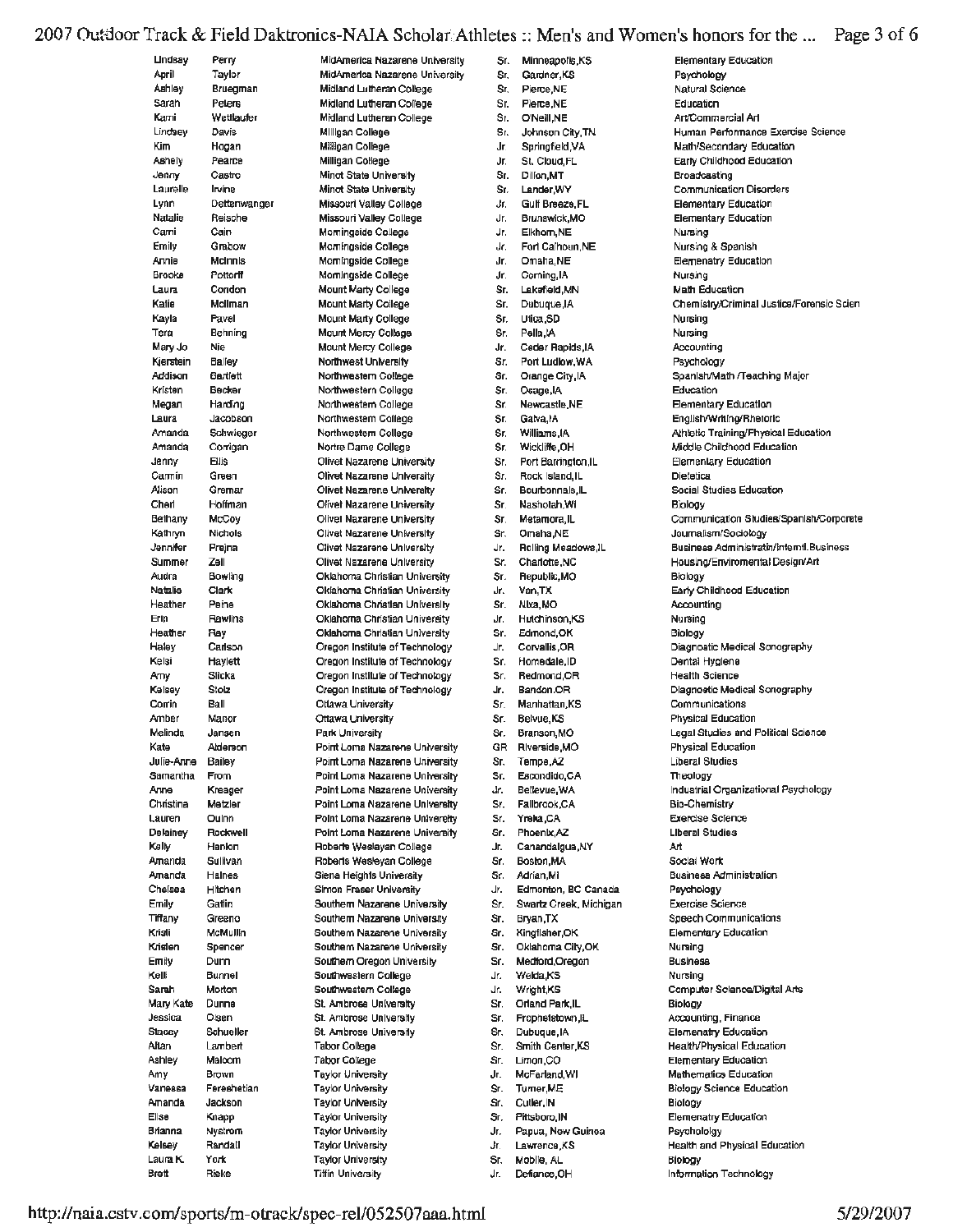| | | | | | |
|---|---|---|---|---|---|
| Lindsay | Perry | MidAmerica Nazarene University | Sr. | Minneapolis,KS | Elementary Education |
| April | Taylor | MidAmerica Nazarene University | Sr. | Gardner,KS | Psychology |
| Ashley | Bruegman | Midland Lutheran College | Sr. | Pierce,NE | Natural Science |
| Sarah | Peters | Midland Lutheran College | Sr. | Pierce,NE | Education |
| Kami | Wettlaufer | Midland Lutheran College | Sr. | O'Neill,NE | Art/Commercial Art |
| Lindsey | Davis | Milligan College | Sr. | Johnson City,TN | Human Performance Exercise Science |
| Kim | Hogan | Milligan College | Jr. | Springfield,VA | Math/Secondary Education |
| Ashely | Pearce | Milligan College | Jr. | St. Cloud,FL | Early Childhood Education |
| Jenny | Castro | Minot State University | Sr. | Dillon,MT | Broadcasting |
| Laurelle | Irvine | Minot State University | Sr. | Lander,WY | Communication Disorders |
| Lynn | Dettenwanger | Missouri Valley College | Jr. | Gulf Breeze,FL | Elementary Education |
| Natalie | Reische | Missouri Valley College | Jr. | Brunswick,MO | Elementary Education |
| Cami | Cain | Morningside College | Jr. | Elkhorn,NE | Nursing |
| Emily | Grabow | Morningside College | Jr. | Fort Calhoun,NE | Nursing & Spanish |
| Annie | McInnis | Morningside College | Jr. | Omaha,NE | Elemenatry Education |
| Brooke | Pottorff | Morningside College | Jr. | Corning,IA | Nursing |
| Laura | Condon | Mount Marty College | Sr. | Lakefield,MN | Math Education |
| Katie | Mollman | Mount Marty College | Sr. | Dubuque,IA | Chemistry/Criminal Justice/Forensic Scien |
| Kayla | Pavel | Mount Marty College | Sr. | Utica,SD | Nursing |
| Tera | Behning | Mount Mercy College | Sr. | Pella,IA | Nursing |
| Mary Jo | Nie | Mount Mercy College | Jr. | Cedar Rapids,IA | Accounting |
| Kjerstein | Bailey | Northwest University | Sr. | Port Ludlow,WA | Psychology |
| Addison | Bartlett | Northwestern College | Sr. | Orange City,IA | Spanish/Math /Teaching Major |
| Kristen | Becker | Northwestern College | Sr. | Osage,IA | Education |
| Megan | Harding | Northwestern College | Sr. | Newcastle,NE | Elementary Education |
| Laura | Jacobson | Northwestern College | Sr. | Galva,IA | English/Writing/Rhetoric |
| Amanda | Schwieger | Northwestern College | Sr. | Williams,IA | Athletic Training/Physical Education |
| Amanda | Corrigan | Notre Dame College | Sr. | Wickliffe,OH | Middle Childhood Education |
| Jenny | Ellis | Olivet Nazarene University | Sr. | Port Barrington,IL | Elementary Education |
| Carmin | Green | Olivet Nazarene University | Sr. | Rock Island,IL | Dietetica |
| Alison | Gremar | Olivet Nazarene University | Sr. | Bourbonnais,IL | Social Studies Education |
| Cheri | Hoffman | Olivet Nazarene University | Sr. | Nashotah,WI | Biology |
| Bethany | McCoy | Olivet Nazarene University | Sr. | Metamora,IL | Communication Studies/Spanish/Corporate |
| Kathryn | Nichols | Olivet Nazarene University | Sr. | Omaha,NE | Journalism/Sociology |
| Jennifer | Prajna | Olivet Nazarene University | Jr. | Rolling Meadows,IL | Business Administratin/Intemtl.Business |
| Summer | Zell | Olivet Nazarene University | Sr. | Charlotte,NC | Housing/Enviromental Design/Art |
| Audra | Bowling | Oklahoma Christian University | Sr. | Republic,MO | Biology |
| Natalie | Clark | Oklahoma Christian University | Jr. | Van,TX | Early Childhood Education |
| Heather | Paine | Oklahoma Christian University | Sr. | Nixa,MO | Accounting |
| Erin | Rawlins | Oklahoma Christian University | Jr. | Hutchinson,KS | Nursing |
| Heather | Ray | Oklahoma Christian University | Sr. | Edmond,OK | Biology |
| Haley | Carlson | Oregon Institute of Technology | Jr. | Corvallis,OR | Diagnostic Medical Sonography |
| Kelsi | Haylett | Oregon Institute of Technology | Sr. | Homedale,ID | Dental Hygiene |
| Amy | Slicka | Oregon Institute of Technology | Sr. | Redmond,OR | Health Science |
| Kelsey | Stolz | Oregon Institute of Technology | Jr. | Bandon,OR | Diagnostic Medical Sonography |
| Corrin | Ball | Ottawa University | Sr. | Manhattan,KS | Communications |
| Amber | Manor | Ottawa University | Sr. | Belvue,KS | Physical Education |
| Melinda | Jansen | Park University | Sr. | Branson,MO | Legal Studies and Political Science |
| Kate | Alderson | Point Loma Nazarene University | GR | Riverside,MO | Physical Education |
| Julie-Anne | Bailey | Point Loma Nazarene University | Sr. | Tempe,AZ | Liberal Studies |
| Samantha | From | Point Loma Nazarene University | Sr. | Escondido,CA | Theology |
| Anne | Kreager | Point Loma Nazarene University | Jr. | Bellevue,WA | Industrial Organizational Psychology |
| Christina | Metzler | Point Loma Nazarene University | Sr. | Fallbrook,CA | Bio-Chemistry |
| Lauren | Quinn | Point Loma Nazarene University | Sr. | Yreka,CA | Exercise Science |
| Delainey | Rockwell | Point Loma Nazarene University | Sr. | Phoenix,AZ | Liberal Studies |
| Kelly | Hanlon | Roberts Wesleyan College | Jr. | Canandaigua,NY | Art |
| Amanda | Sullivan | Roberts Wesleyan College | Sr. | Boston,MA | Social Work |
| Amanda | Haines | Siena Heights University | Sr. | Adrian,MI | Business Administration |
| Chelsea | Hitchen | Simon Fraser University | Jr. | Edmonton, BC Canada | Psychology |
| Emily | Gatlin | Southern Nazarene University | Sr. | Swartz Creek, Michigan | Exercise Science |
| Tiffany | Greeno | Southern Nazarene University | Sr. | Bryan,TX | Speech Communications |
| Kristi | McMullin | Southern Nazarene University | Sr. | Kingfisher,OK | Elementary Education |
| Kristen | Spencer | Southern Nazarene University | Sr. | Oklahoma City,OK | Nursing |
| Emily | Dunn | Southern Oregon University | Sr. | Medford,Oregon | Business |
| Kelli | Bunnel | Southwestern College | Jr. | Welda,KS | Nursing |
| Sarah | Morton | Southwestern College | Jr. | Wright,KS | Computer Science/Digital Arts |
| Mary Kate | Dunne | St. Ambrose University | Sr. | Orland Park,IL | Biology |
| Jessica | Olsen | St. Ambrose University | Sr. | Prophetstown,IL | Accounting, Finance |
| Stacey | Schueller | St. Ambrose University | Sr. | Dubuque,IA | Elemenatry Education |
| Altan | Lambert | Tabor College | Sr. | Smith Center,KS | Health/Physical Education |
| Ashley | Malcom | Tabor College | Sr. | Limon,CO | Elementary Education |
| Amy | Brown | Taylor University | Jr. | McFarland,WI | Mathematics Education |
| Vanessa | Fereshetian | Taylor University | Sr. | Turner,ME | Biology Science Education |
| Amanda | Jackson | Taylor University | Sr. | Cutler, IN | Biology |
| Elise | Knapp | Taylor University | Sr. | Pittsboro,IN | Elemenatry Education |
| Brianna | Nystrom | Taylor University | Jr. | Papua, New Guinea | Psychololgy |
| Kelsey | Randall | Taylor University | Jr. | Lawrence,KS | Health and Physical Education |
| Laura K. | York | Taylor University | Sr. | Mobile, AL | Biology |
| Brett | Rieke | Tiffin University | Jr. | Defiance,OH | Information Technology |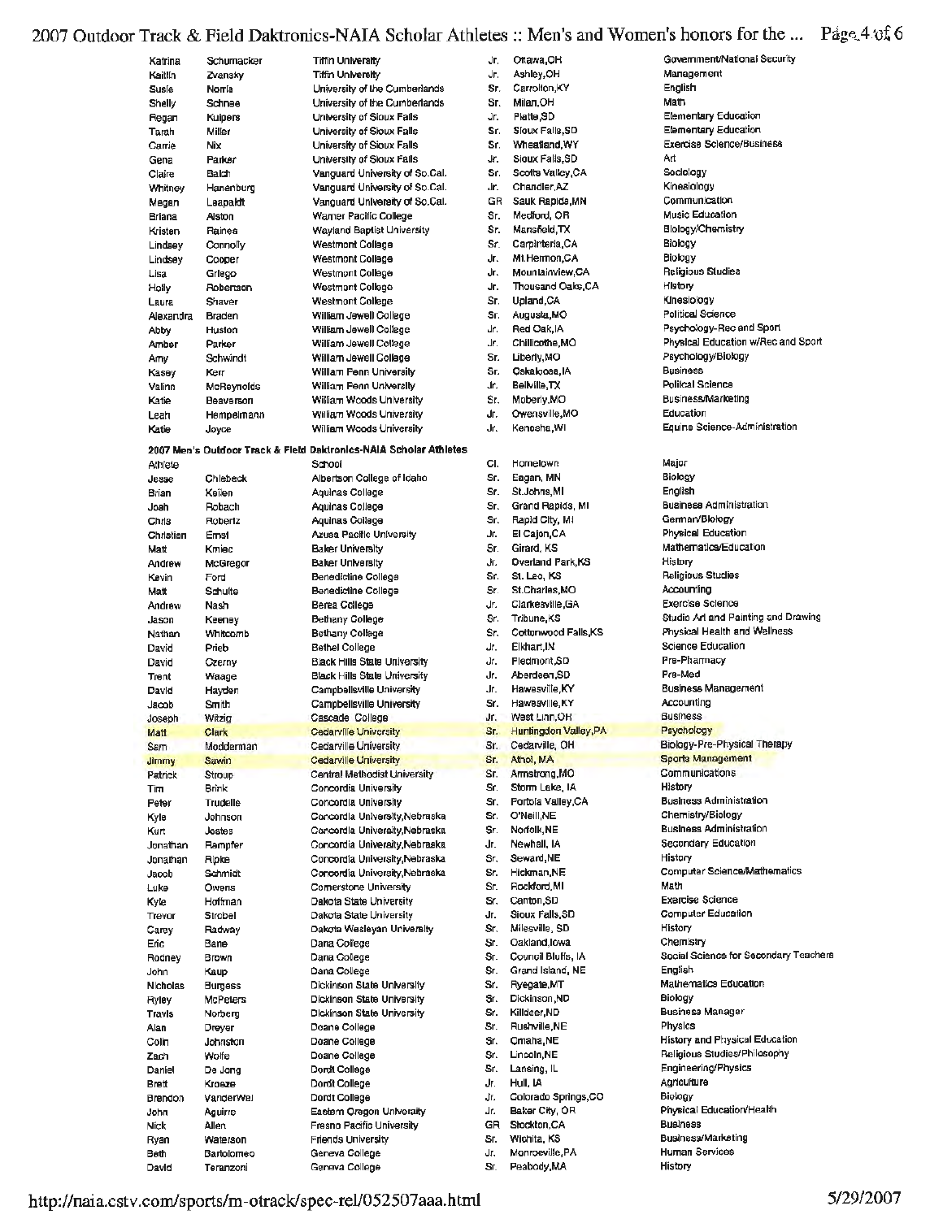| | | | | | |
|---|---|---|---|---|---|
| Katrina | Schumacker | Tiffin University | Jr. | Ottawa,OH | Government/National Security |
| Kaitlin | Zvansky | Tiffin University | Jr. | Ashley,OH | Management |
| Susie | Norris | University of the Cumberlands | Sr. | Carrollton,KY | English |
| Shelly | Schnee | University of the Cumberlands | Sr. | Milan,OH | Math |
| Regan | Kuipers | University of Sioux Falls | Jr. | Platte,SD | Elementary Education |
| Tarah | Miller | University of Sioux Falls | Sr. | Sioux Falls,SD | Elementary Education |
| Carrie | Nix | University of Sioux Falls | Sr. | Wheatland,WY | Exercise Science/Business |
| Gena | Parker | University of Sioux Falls | Jr. | Sioux Falls,SD | Art |
| Claire | Balch | Vanguard University of So.Cal. | Sr. | Scotts Valley,CA | Sociology |
| Whitney | Hanenburg | Vanguard University of So.Cal. | Jr. | Chandler,AZ | Kinesiology |
| Megan | Leapaldt | Vanguard University of So.Cal. | GR | Sauk Rapids,MN | Communication |
| Briana | Alston | Warner Pacific College | Sr. | Medford, OR | Music Education |
| Kristen | Raines | Wayland Baptist University | Sr. | Mansfield,TX | Biology/Chemistry |
| Lindsey | Connolly | Westmont College | Sr. | Carpinteria,CA | Biology |
| Lindsey | Cooper | Westmont College | Jr. | Mt.Hermon,CA | Biology |
| Lisa | Griego | Westmont College | Jr. | Mountainview,CA | Religious Studies |
| Holly | Robertson | Westmont College | Jr. | Thousand Oaks,CA | History |
| Laura | Shaver | Westmont College | Sr. | Upland,CA | Kinesiology |
| Alexandra | Braden | William Jewell College | Sr. | Augusta,MO | Political Science |
| Abby | Huston | William Jewell College | Jr. | Red Oak,IA | Psychology-Rec and Sport |
| Amber | Parker | William Jewell College | Jr. | Chillicothe,MO | Physical Education w/Rec and Sport |
| Amy | Schwindt | William Jewell College | Sr. | Liberty,MO | Psychology/Biology |
| Kasey | Kerr | William Penn University | Sr. | Oskaloosa,IA | Business |
| Valinn | McReynolds | William Penn University | Jr. | Bellville,TX | Political Science |
| Katie | Beaverson | William Woods University | Sr. | Moberly,MO | Business/Marketing |
| Leah | Hempelmann | William Woods University | Jr. | Owensville,MO | Education |
| Katie | Joyce | William Woods University | Jr. | Kenosha,WI | Equine Science-Administration |

**2007 Men's Outdoor Track & Field Daktronics-NAIA Scholar Athletes**

| Athlete | | School | Cl. | Hometown | Major |
|---|---|---|---|---|---|
| Jesse | Chlebeck | Albertson College of Idaho | Sr. | Eagan, MN | Biology |
| Brian | Kellen | Aquinas College | Sr. | St.Johns,MI | English |
| Josh | Robach | Aquinas College | Sr. | Grand Rapids, MI | Business Administration |
| Chris | Robertz | Aquinas College | Sr. | Rapid City, MI | German/Biology |
| Christian | Ernst | Azusa Pacific University | Jr. | El Cajon,CA | Physical Education |
| Matt | Kmiec | Baker University | Sr. | Girard, KS | Mathematics/Education |
| Andrew | McGregor | Baker University | Jr. | Overland Park,KS | History |
| Kevin | Ford | Benedictine College | Sr. | St. Leo, KS | Religious Studies |
| Matt | Schulte | Benedictine College | Sr. | St.Charles,MO | Accounting |
| Andrew | Nash | Berea College | Jr. | Clarkesville,GA | Exercise Science |
| Jason | Keeney | Bethany College | Sr. | Tribune,KS | Studio Art and Painting and Drawing |
| Nathan | Whitcomb | Bethany College | Sr. | Cottonwood Falls,KS | Physical Health and Wellness |
| David | Prieb | Bethel College | Jr. | Elkhart,IN | Science Education |
| David | Czerny | Black Hills State University | Jr. | Piedmont,SD | Pre-Pharmacy |
| Trent | Waage | Black Hills State University | Jr. | Aberdeen,SD | Pre-Med |
| David | Hayden | Campbellsville University | Jr. | Hawesville,KY | Business Management |
| Jacob | Smith | Campbellsville University | Sr. | Hawesville,KY | Accounting |
| Joseph | Witzig | Cascade College | Jr. | West Linn,OR | Business |
| Matt | Clark | Cedarville University | Sr. | Huntingdon Valley,PA | Psychology |
| Sam | Modderman | Cedarville University | Sr. | Cedarville, OH | Biology-Pre-Physical Therapy |
| Jimmy | Sawin | Cedarville University | Sr. | Athol, MA | Sports Management |
| Patrick | Stroup | Central Methodist University | Sr. | Armstrong,MO | Communications |
| Tim | Brink | Concordia University | Sr. | Storm Lake, IA | History |
| Peter | Trudelle | Concordia University | Sr. | Portola Valley,CA | Business Administration |
| Kyle | Johnson | Concordia University,Nebraska | Sr. | O'Neill,NE | Chemistry/Biology |
| Kurt | Jostes | Concordia University,Nebraska | Sr. | Norfolk,NE | Business Administration |
| Jonathan | Rampfer | Concordia University,Nebraska | Jr. | Newhall, IA | Secondary Education |
| Jonathan | Ripke | Concordia University,Nebraska | Sr. | Seward,NE | History |
| Jacob | Schmidt | Concordia University,Nebraska | Sr. | Hickman,NE | Computer Science/Mathematics |
| Luke | Owens | Cornerstone University | Sr. | Rockford,MI | Math |
| Kyle | Hoffman | Dakota State University | Sr. | Canton,SD | Exercise Science |
| Trevor | Strobel | Dakota State University | Jr. | Sioux Falls,SD | Computer Education |
| Carey | Radway | Dakota Wesleyan University | Sr. | Milesville, SD | History |
| Eric | Bane | Dana College | Sr. | Oakland,Iowa | Chemistry |
| Rodney | Brown | Dana College | Sr. | Council Bluffs, IA | Social Science for Secondary Teachers |
| John | Kaup | Dana College | Sr. | Grand Island, NE | English |
| Nicholas | Burgess | Dickinson State University | Sr. | Ryegate,MT | Mathematics Education |
| Ryley | McPeters | Dickinson State University | Sr. | Dickinson,ND | Biology |
| Travis | Norberg | Dickinson State University | Sr. | Killdeer,ND | Business Manager |
| Alan | Dreyer | Doane College | Sr. | Rushville,NE | Physics |
| Colin | Johnston | Doane College | Sr. | Omaha,NE | History and Physical Education |
| Zach | Wolfe | Doane College | Sr. | Lincoln,NE | Religious Studies/Philosophy |
| Daniel | De Jong | Dordt College | Sr. | Lansing, IL | Engineering/Physics |
| Brett | Kroeze | Dordt College | Jr. | Hull, IA | Agriculture |
| Brendon | VanderWel | Dordt College | Jr. | Colorado Springs,CO | Biology |
| John | Aguirre | Eastern Oregon University | Jr. | Baker City, OR | Physical Education/Health |
| Nick | Allen | Fresno Pacific University | GR | Stockton,CA | Business |
| Ryan | Waterson | Friends University | Sr. | Wichita, KS | Business/Marketing |
| Beth | Bartolomeo | Geneva College | Jr. | Monroeville,PA | Human Services |
| David | Teranzoni | Geneva College | Sr. | Peabody,MA | History |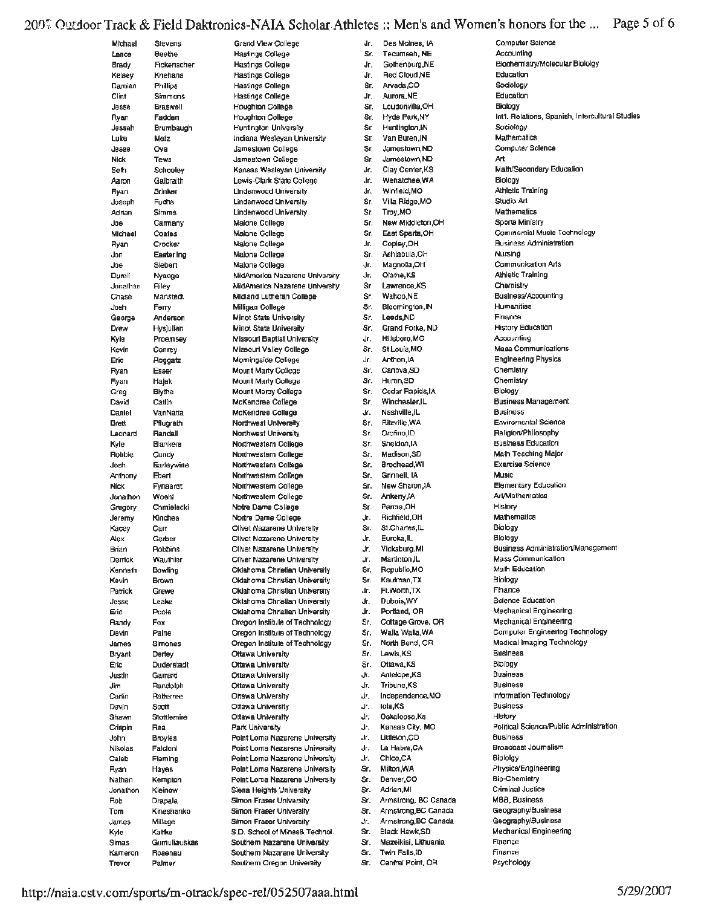| | | | | | |
|---|---|---|---|---|---|
| Michael | Stevens | Grand View College | Jr. | Des Moines, IA | Computer Science |
| Lance | Beethe | Hastings College | Sr. | Tecumseh, NE | Accounting |
| Brady | Fickenscher | Hastings College | Jr. | Gothenburg,NE | Biochemistry/Molecular Biology |
| Kelsey | Knehans | Hastings College | Jr. | Red Cloud,NE | Education |
| Damian | Phillips | Hastings College | Sr. | Arvada,CO | Sociology |
| Clint | Simmons | Hastings College | Jr. | Aurora,NE | Education |
| Jesse | Braswell | Houghton College | Sr. | Loudonville,OH | Biology |
| Ryan | Fadden | Houghton College | Sr. | Hyde Park,NY | Int'l. Relations, Spanish, Intercultural Studies |
| Jessah | Brumbaugh | Huntington University | Sr. | Huntington,IN | Sociology |
| Luke | Metz | Indiana Wesleyan University | Sr. | Van Buren,IN | Mathematics |
| Jesse | Ova | Jamestown College | Sr. | Jamestown,ND | Computer Science |
| Nick | Tews | Jamestown College | Sr. | Jamestown,ND | Art |
| Seth | Schooley | Kansas Wesleyan University | Jr. | Clay Center,KS | Math/Secondary Education |
| Aaron | Galbraith | Lewis-Clark State College | Jr. | Wenatchee,WA | Biology |
| Ryan | Brinker | Lindenwood University | Jr. | Winfield,MO | Athletic Training |
| Joseph | Fuchs | Lindenwood University | Sr. | Villa Ridge,MO | Studio Art |
| Adrian | Simms | Lindenwood University | Sr. | Troy,MO | Mathematics |
| Joe | Carmany | Malone College | Sr. | New Middleton,OH | Sports Ministry |
| Michael | Coates | Malone College | Sr. | East Sparta,OH | Commercial Music Technology |
| Ryan | Crocker | Malone College | Jr. | Copley,OH | Business Administration |
| Jon | Easterling | Malone College | Sr. | Ashtabula,OH | Nursing |
| Joe | Siebert | Malone College | Jr. | Magnolia,OH | Communication Arts |
| Durell | Nyaega | MidAmerica Nazarene University | Jr. | Olathe,KS | Athletic Training |
| Jonathan | Riley | MidAmerica Nazarene University | Sr | Lawrence,KS | Chemistry |
| Chase | Manstedt | Midland Lutheran College | Sr. | Wahoo,NE | Business/Accounting |
| Josh | Ferry | Milligan College | Sr. | Bloomington,IN | Humanities |
| George | Anderson | Minot State University | Sr. | Leeds,ND | Finance |
| Drew | Hysjulien | Minot State University | Sr. | Grand Forks, ND | History Education |
| Kyle | Proemsey | Missouri Baptist University | Jr. | Hillsboro,MO | Accounting |
| Kevin | Conrey | Missouri Valley College | Sr. | St Louis,MO | Mass Communications |
| Eric | Roggatz | Morningside College | Jr. | Anthon,IA | Engineering Physics |
| Ryan | Esser | Mount Marty College | Sr. | Canova,SD | Chemistry |
| Ryan | Hajek | Mount Marty College | Sr. | Huron,SD | Chemistry |
| Greg | Blythe | Mount Mercy College | Sr. | Cedar Rapids,IA | Biology |
| David | Catlin | McKendree College | Sr | Winchester,IL | Business Management |
| Daniel | VanNatta | McKendree College | Jr. | Nashville,IL | Business |
| Brett | Pflugrath | Northwest University | Sr. | Ritzville,WA | Enviromental Science |
| Leonard | Randall | Northwest University | Sr. | Orofino,ID | Religion/Philosophy |
| Kyle | Blankers | Northwestern College | Sr. | Sheldon,IA | Business Education |
| Robbie | Cundy | Northwestern College | Sr. | Madison,SD | Math Teaching Major |
| Josh | Earleywine | Northwestern College | Sr. | Brodhead,WI | Exercise Science |
| Anthony | Ebert | Northwestern College | Sr. | Grinnell, IA | Music |
| Nick | Fynaardt | Northwestern College | Sr. | New Sharon,IA | Elementary Education |
| Jonathon | Woehl | Northwestern College | Sr. | Ankeny,IA | Art/Mathematics |
| Gregory | Chmielecki | Notre Dame College | Sr. | Parma,OH | History |
| Jeremy | Kinches | Notre Dame College | Jr. | Richfield,OH | Mathematics |
| Kacey | Carr | Olivet Nazarene University | Sr. | St.Charles,IL | Biology |
| Alex | Gerber | Olivet Nazarene University | Jr. | Eureka,IL | Biology |
| Brian | Robbins | Olivet Nazarene University | Jr. | Vicksburg,MI | Business Administration/Management |
| Derrick | Wauthier | Olivet Nazarene University | Jr. | Martinton,IL | Mass Communication |
| Kenneth | Bowling | Oklahoma Christian University | Sr. | Republic,MO | Math Education |
| Kevin | Brown | Oklahoma Christian University | Sr. | Kaufman,TX | Biology |
| Patrick | Grewe | Oklahoma Christian University | Jr. | Ft.Worth,TX | Finance |
| Jesse | Leake | Oklahoma Christian University | Jr. | Dubois,WY | Science Education |
| Eric | Poole | Oklahoma Christian University | Jr. | Portland, OR | Mechanical Engineering |
| Randy | Fox | Oregon Institute of Technology | Sr. | Cottage Grove, OR | Mechanical Engineering |
| Devin | Paine | Oregon Institute of Technology | Sr. | Walla Walla,WA | Computer Engineering Technology |
| James | Simones | Oregon Institute of Technology | Sr. | North Bend, OR | Medical Imaging Technology |
| Bryant | Dertey | Ottawa University | Sr. | Lewis,KS | Business |
| Eric | Duderstadt | Ottawa University | Sr. | Ottawa,KS | Biology |
| Justin | Garrard | Ottawa University | Jr. | Antelope,KS | Business |
| Jim | Randolph | Ottawa University | Jr. | Tribune,KS | Business |
| Carlin | Ratterree | Ottawa University | Jr. | Independence,MO | Information Technology |
| Devin | Scott | Ottawa University | Jr. | Iola,KS | Business |
| Shawn | Stottlemire | Ottawa University | Jr. | Oskaloosa,Ks | History |
| Crispin | Rea | Park University | Jr. | Kansas City, MO | Political Science/Public Administration |
| John | Broyles | Point Loma Nazarene University | Jr. | Littleton,CO | Business |
| Nikolas | Faldoni | Point Loma Nazarene University | Jr. | La Habra,CA | Broadcast Journalism |
| Caleb | Fleming | Point Loma Nazarene University | Jr. | Chico,CA | Biololgy |
| Ryan | Hayes | Point Loma Nazarene University | Sr. | Milton,WA | Physics/Engineering |
| Nathan | Kempton | Point Loma Nazarene University | Sr. | Denver,CO | Bio-Chemistry |
| Jonathon | Kleinow | Siena Heights University | Sr. | Adrian,MI | Criminal Justice |
| Rob | Drapala | Simon Fraser University | Sr. | Armstrong, BC Canada | MBB, Business |
| Tom | Kineshanko | Simon Fraser University | Sr. | Armstrong,BC Canada | Geography/Business |
| James | Millage | Simon Fraser University | Jr. | Armstrong,BC Canada | Geography/Business |
| Kyle | Kattke | S.D. School of Mines& Technol | Sr. | Black Hawk,SD | Mechanical Engineering |
| Simas | Gumuliauskas | Southern Nazarene University | Sr. | Mazeikiai, Lithuania | Finance |
| Kameron | Rosenau | Southern Nazarene University | Sr. | Twin Falls,ID | Finance |
| Trevor | Palmer | Southern Oregon University | Sr. | Central Point, OR | Psychology |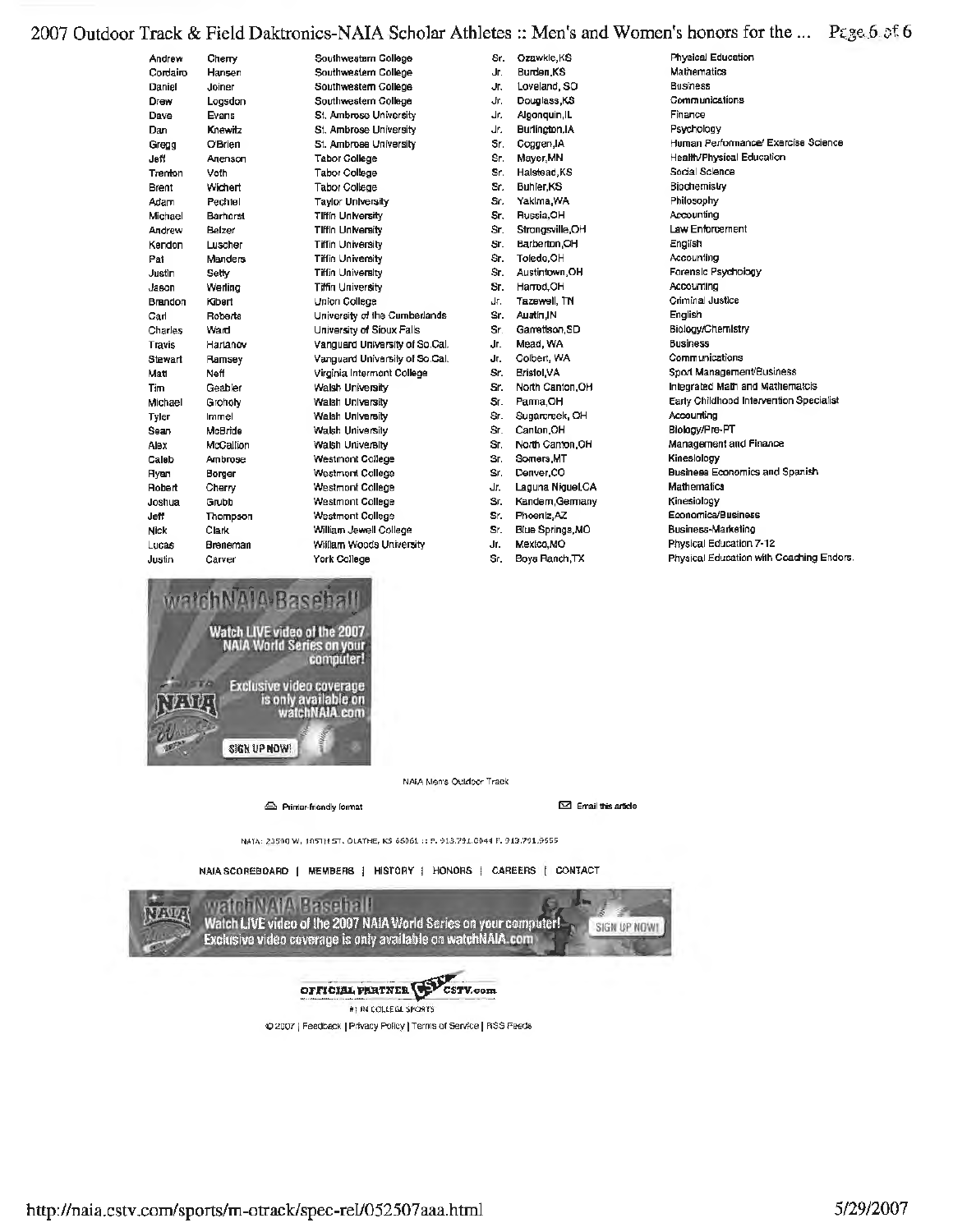| | | | | | |
|---|---|---|---|---|---|
| Andrew | Cherry | Southwestern College | Sr. | Ozawkie,KS | Physical Education |
| Cordairo | Hansen | Southwestern College | Jr. | Burden,KS | Mathematics |
| Daniel | Joiner | Southwestern College | Jr. | Loveland, SO | Business |
| Drew | Logsdon | Southwestern College | Jr. | Douglass,KS | Communications |
| Dave | Evans | St. Ambrose University | Jr. | Algonquin,IL | Finance |
| Dan | Knewitz | St. Ambrose University | Jr. | Burlington,IA | Psychology |
| Gregg | O'Brien | St. Ambrose University | Sr. | Coggen,IA | Human Performance/ Exercise Science |
| Jeff | Anenson | Tabor College | Sr. | Mayer,MN | Health/Physical Education |
| Trenton | Voth | Tabor College | Sr. | Halstead,KS | Social Science |
| Brent | Wichert | Tabor College | Sr. | Buhler,KS | Biochemistry |
| Adam | Pechtel | Taylor University | Sr. | Yakima,WA | Philosophy |
| Michael | Barhorst | Tiffin University | Sr. | Russia,OH | Accounting |
| Andrew | Balzer | Tiffin University | Sr. | Strongsville,OH | Law Enforcement |
| Kendon | Luscher | Tiffin University | Sr. | Barberton,OH | English |
| Pat | Manders | Tiffin University | Sr. | Toledo,OH | Accounting |
| Justin | Setty | Tiffin University | Sr. | Austintown,OH | Forensic Psychology |
| Jason | Werling | Tiffin University | Sr. | Harrod,OH | Accounting |
| Brandon | Kibert | Union College | Jr. | Tazewell, TN | Criminal Justice |
| Carl | Roberts | University of the Cumberlands | Sr. | Austin,IN | English |
| Charles | Ward | University of Sioux Falls | Sr | Garrettson,SD | Biology/Chemistry |
| Travis | Harlanov | Vanguard University of So.Cal. | Jr. | Mead, WA | Business |
| Stewart | Ramsey | Vanguard University of So.Cal. | Jr. | Colbert, WA | Communications |
| Matt | Neff | Virginia Intermont College | Sr. | Bristol,VA | Sport Management/Business |
| Tim | Geabler | Walsh University | Sr. | North Canton,OH | Integrated Math and Mathematcis |
| Michael | Groholy | Walsh University | Sr. | Parma,OH | Early Childhood Intervention Specialist |
| Tyler | Immel | Walsh University | Sr. | Sugarcreek, OH | Accounting |
| Sean | McBride | Walsh University | Sr. | Canton,OH | Biology/Pre-PT |
| Alex | McCallion | Walsh University | Sr. | North Canton,OH | Management and Finance |
| Caleb | Ambrose | Westmont College | Sr. | Somers,MT | Kinesiology |
| Ryan | Borger | Westmont College | Sr. | Denver,CO | Business Economics and Spanish |
| Robert | Cherry | Westmont College | Jr. | Laguna Niguel,CA | Mathematics |
| Joshua | Grubb | Westmont College | Sr. | Kandern,Germany | Kinesiology |
| Jeff | Thompson | Westmont College | Sr. | Phoenix,AZ | Economics/Business |
| Nick | Clark | William Jewell College | Sr. | Blue Springs,MO | Business-Marketing |
| Lucas | Breneman | William Woods University | Jr. | Mexico,MO | Physical Education 7-12 |
| Justin | Carver | York College | Sr. | Boys Ranch,TX | Physical Education with Coaching Endors. |

watchNAIA Baseball! Watch LIVE video of the 2007 NAIA World Series on your computer! Exclusive video coverage is only available on watchNAIA.com SIGN UP NOW!

NAIA Men's Outdoor Track

Printer-friendly format | Email this article

NAIA: 23500 W. 105TH ST. OLATHE, KS 66061 :: P. 913.791.0044 F. 913.791.9555

NAIA SCOREBOARD | MEMBERS | HISTORY | HONORS | CAREERS | CONTACT

watchNAIA Baseball! Watch LIVE video of the 2007 NAIA World Series on your computer! Exclusive video coverage is only available on watchNAIA.com SIGN UP NOW!

OFFICIAL PARTNER CSTV.com #1 IN COLLEGE SPORTS

© 2007 | Feedback | Privacy Policy | Terms of Service | RSS Feeds

http://naia.cstv.com/sports/m-otrack/spec-rel/052507aaa.html 5/29/2007